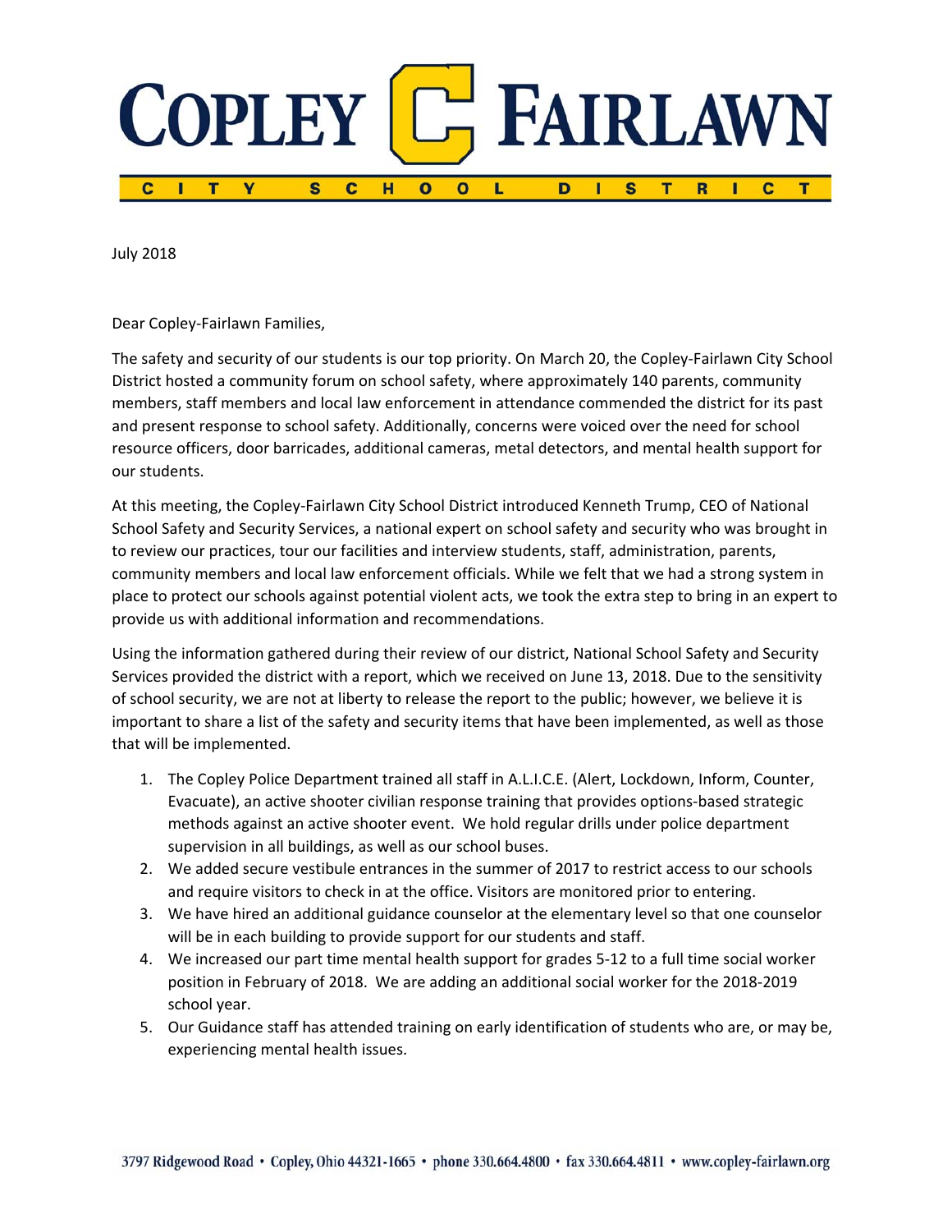# COPLEY FAIRLAWN

## CITY SCHOOL DISTRICT

July 2018

Dear Copley-Fairlawn Families,

The safety and security of our students is our top priority. On March 20, the Copley-Fairlawn City School District hosted a community forum on school safety, where approximately 140 parents, community members, staff members and local law enforcement in attendance commended the district for its past and present response to school safety. Additionally, concerns were voiced over the need for school resource officers, door barricades, additional cameras, metal detectors, and mental health support for our students.

At this meeting, the Copley-Fairlawn City School District introduced Kenneth Trump, CEO of National School Safety and Security Services, a national expert on school safety and security who was brought in to review our practices, tour our facilities and interview students, staff, administration, parents, community members and local law enforcement officials. While we felt that we had a strong system in place to protect our schools against potential violent acts, we took the extra step to bring in an expert to provide us with additional information and recommendations.

Using the information gathered during their review of our district, National School Safety and Security Services provided the district with a report, which we received on June 13, 2018. Due to the sensitivity of school security, we are not at liberty to release the report to the public; however, we believe it is important to share a list of the safety and security items that have been implemented, as well as those that will be implemented.

1. The Copley Police Department trained all staff in A.L.I.C.E. (Alert, Lockdown, Inform, Counter, Evacuate), an active shooter civilian response training that provides options-based strategic methods against an active shooter event. We hold regular drills under police department supervision in all buildings, as well as our school buses.
2. We added secure vestibule entrances in the summer of 2017 to restrict access to our schools and require visitors to check in at the office. Visitors are monitored prior to entering.
3. We have hired an additional guidance counselor at the elementary level so that one counselor will be in each building to provide support for our students and staff.
4. We increased our part time mental health support for grades 5-12 to a full time social worker position in February of 2018. We are adding an additional social worker for the 2018-2019 school year.
5. Our Guidance staff has attended training on early identification of students who are, or may be, experiencing mental health issues.

3797 Ridgewood Road • Copley, Ohio 44321-1665 • phone 330.664.4800 • fax 330.664.4811 • www.copley-fairlawn.org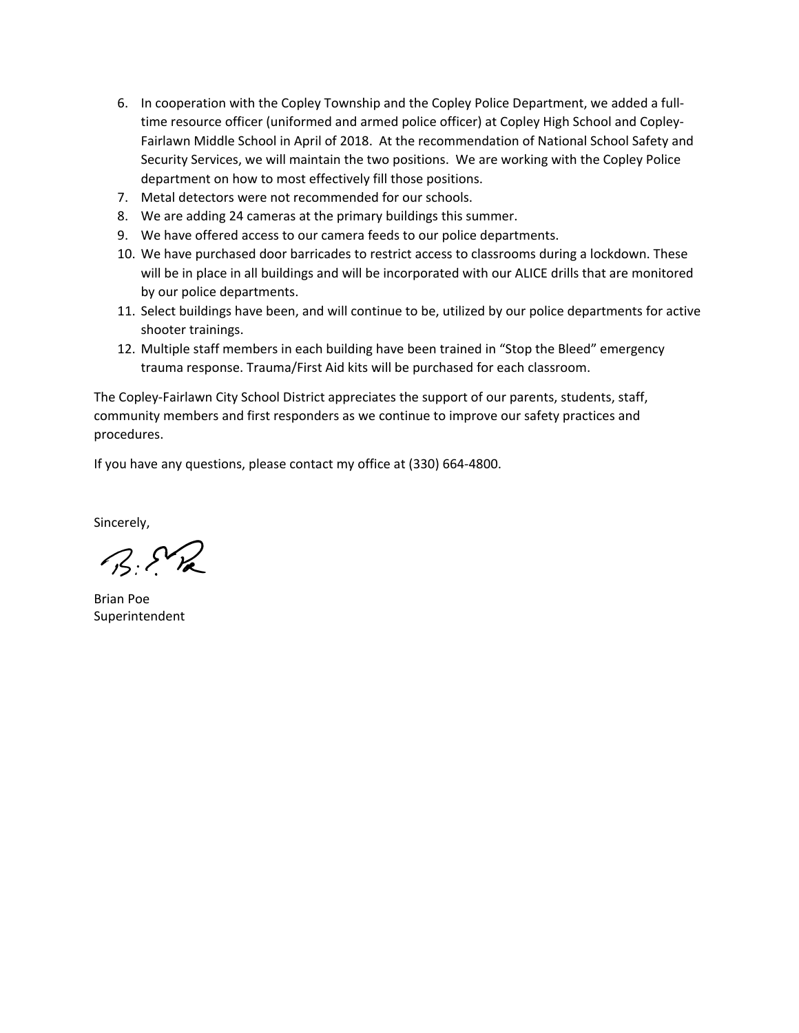6. In cooperation with the Copley Township and the Copley Police Department, we added a full-time resource officer (uniformed and armed police officer) at Copley High School and Copley-Fairlawn Middle School in April of 2018. At the recommendation of National School Safety and Security Services, we will maintain the two positions. We are working with the Copley Police department on how to most effectively fill those positions.
7. Metal detectors were not recommended for our schools.
8. We are adding 24 cameras at the primary buildings this summer.
9. We have offered access to our camera feeds to our police departments.
10. We have purchased door barricades to restrict access to classrooms during a lockdown. These will be in place in all buildings and will be incorporated with our ALICE drills that are monitored by our police departments.
11. Select buildings have been, and will continue to be, utilized by our police departments for active shooter trainings.
12. Multiple staff members in each building have been trained in "Stop the Bleed" emergency trauma response. Trauma/First Aid kits will be purchased for each classroom.

The Copley-Fairlawn City School District appreciates the support of our parents, students, staff, community members and first responders as we continue to improve our safety practices and procedures.

If you have any questions, please contact my office at (330) 664-4800.

Sincerely,

Brian Poe
Superintendent